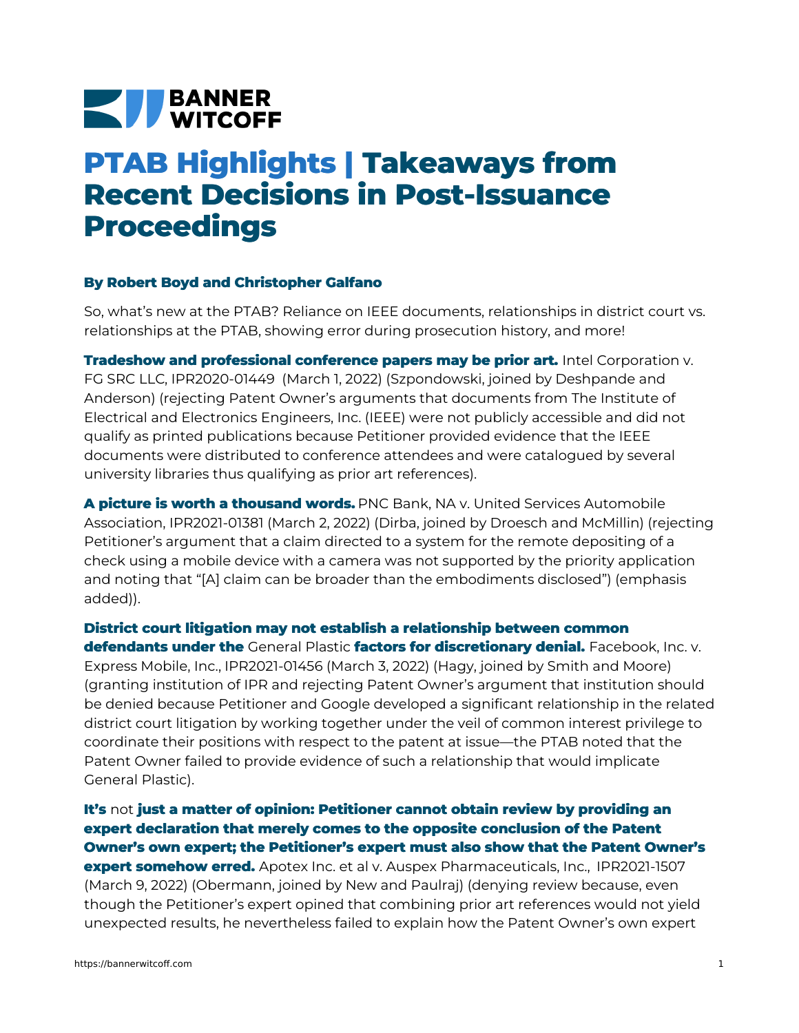BANNER WITCOFF

# PTAB Highlights | Takeaways from Recent Decisions in Post-Issuance Proceedings

**By Robert Boyd and Christopher Galfano**

So, what's new at the PTAB? Reliance on IEEE documents, relationships in district court vs. relationships at the PTAB, showing error during prosecution history, and more!

**Tradeshow and professional conference papers may be prior art.** Intel Corporation v. FG SRC LLC, IPR2020-01449 (March 1, 2022) (Szpondowski, joined by Deshpande and Anderson) (rejecting Patent Owner's arguments that documents from The Institute of Electrical and Electronics Engineers, Inc. (IEEE) were not publicly accessible and did not qualify as printed publications because Petitioner provided evidence that the IEEE documents were distributed to conference attendees and were catalogued by several university libraries thus qualifying as prior art references).

**A picture is worth a thousand words.** PNC Bank, NA v. United Services Automobile Association, IPR2021-01381 (March 2, 2022) (Dirba, joined by Droesch and McMillin) (rejecting Petitioner's argument that a claim directed to a system for the remote depositing of a check using a mobile device with a camera was not supported by the priority application and noting that "[A] claim can be broader than the embodiments disclosed") (emphasis added)).

**District court litigation may not establish a relationship between common defendants under the** General Plastic **factors for discretionary denial.** Facebook, Inc. v. Express Mobile, Inc., IPR2021-01456 (March 3, 2022) (Hagy, joined by Smith and Moore) (granting institution of IPR and rejecting Patent Owner's argument that institution should be denied because Petitioner and Google developed a significant relationship in the related district court litigation by working together under the veil of common interest privilege to coordinate their positions with respect to the patent at issue—the PTAB noted that the Patent Owner failed to provide evidence of such a relationship that would implicate General Plastic).

**It's** not **just a matter of opinion: Petitioner cannot obtain review by providing an expert declaration that merely comes to the opposite conclusion of the Patent Owner's own expert; the Petitioner's expert must also show that the Patent Owner's expert somehow erred.** Apotex Inc. et al v. Auspex Pharmaceuticals, Inc., IPR2021-1507 (March 9, 2022) (Obermann, joined by New and Paulraj) (denying review because, even though the Petitioner's expert opined that combining prior art references would not yield unexpected results, he nevertheless failed to explain how the Patent Owner's own expert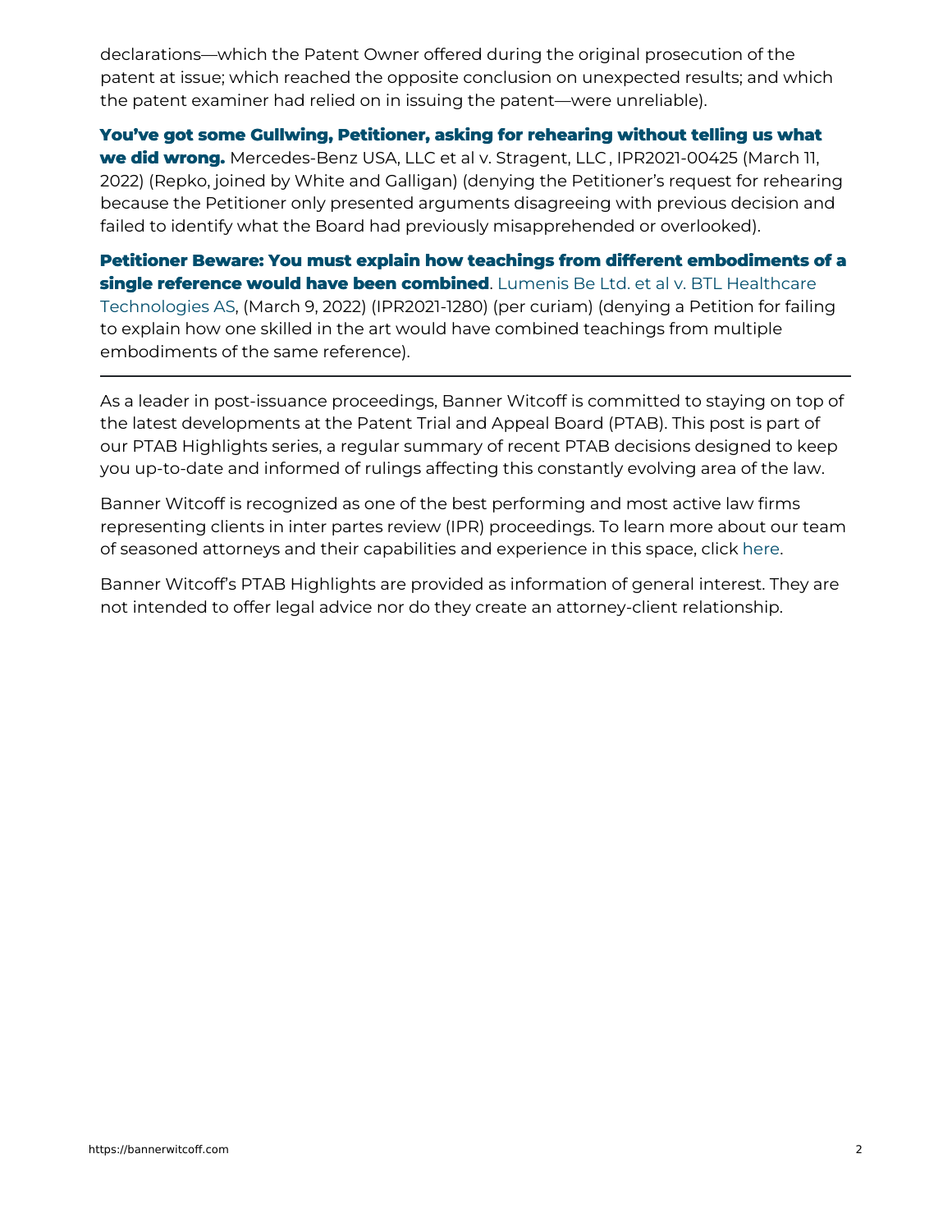declarations—which the Patent Owner offered during the original prosecution of the patent at issue; which reached the opposite conclusion on unexpected results; and which the patent examiner had relied on in issuing the patent—were unreliable).

**You've got some Gullwing, Petitioner, asking for rehearing without telling us what we did wrong.** Mercedes-Benz USA, LLC et al v. Stragent, LLC , IPR2021-00425 (March 11, 2022) (Repko, joined by White and Galligan) (denying the Petitioner's request for rehearing because the Petitioner only presented arguments disagreeing with previous decision and failed to identify what the Board had previously misapprehended or overlooked).

**Petitioner Beware: You must explain how teachings from different embodiments of a single reference would have been combined**. Lumenis Be Ltd. et al v. BTL Healthcare Technologies AS, (March 9, 2022) (IPR2021-1280) (per curiam) (denying a Petition for failing to explain how one skilled in the art would have combined teachings from multiple embodiments of the same reference).

---

As a leader in post-issuance proceedings, Banner Witcoff is committed to staying on top of the latest developments at the Patent Trial and Appeal Board (PTAB). This post is part of our PTAB Highlights series, a regular summary of recent PTAB decisions designed to keep you up-to-date and informed of rulings affecting this constantly evolving area of the law.

Banner Witcoff is recognized as one of the best performing and most active law firms representing clients in inter partes review (IPR) proceedings. To learn more about our team of seasoned attorneys and their capabilities and experience in this space, click here.

Banner Witcoff's PTAB Highlights are provided as information of general interest. They are not intended to offer legal advice nor do they create an attorney-client relationship.